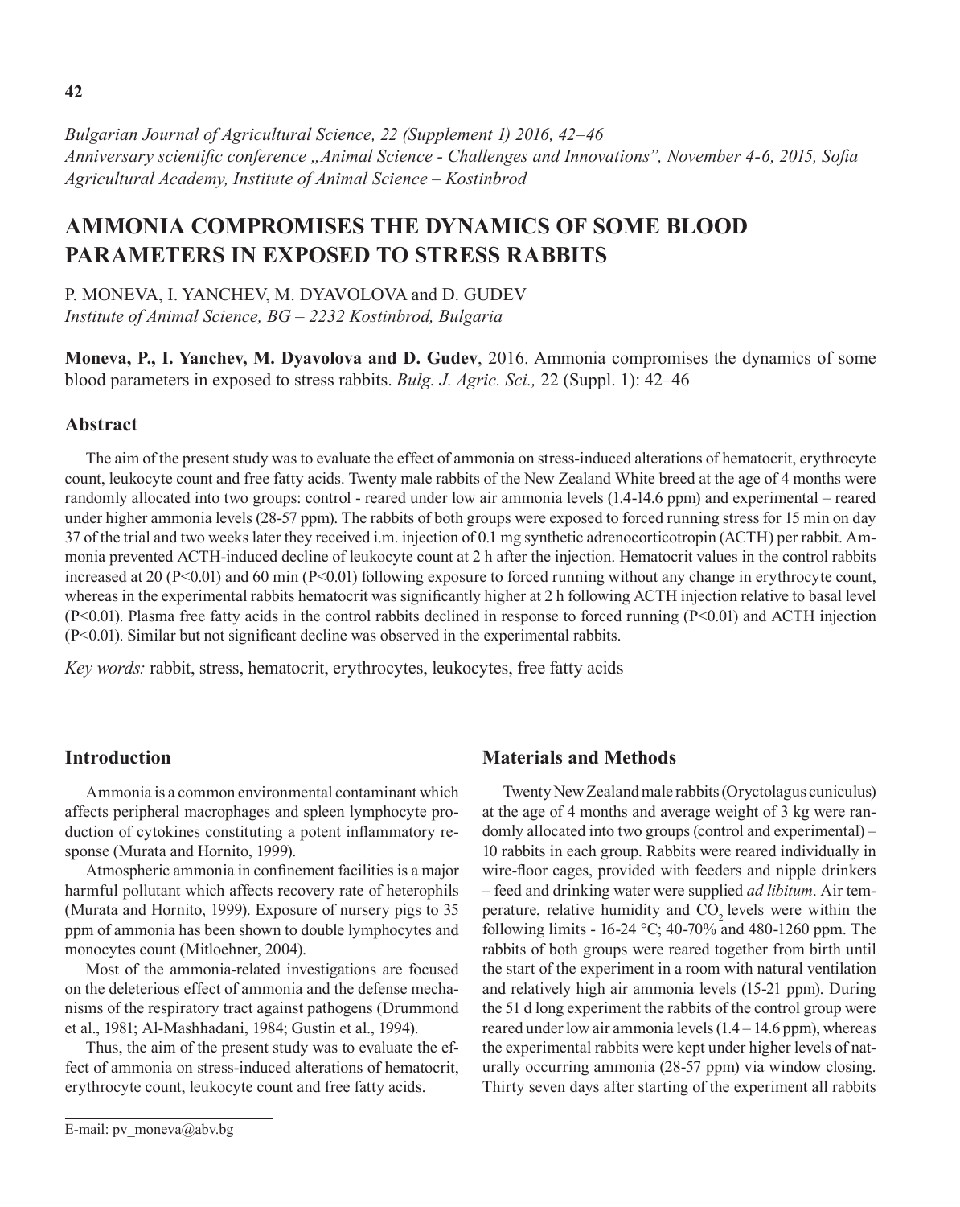*Bulgarian Journal of Agricultural Science, 22 (Supplement 1) 2016, 42–46*
*Anniversary scientific conference „Animal Science - Challenges and Innovations", November 4-6, 2015, Sofia*
*Agricultural Academy, Institute of Animal Science – Kostinbrod*

# AMMONIA COMPROMISES THE DYNAMICS OF SOME BLOOD PARAMETERS IN EXPOSED TO STRESS RABBITS

P. MONEVA, I. YANCHEV, M. DYAVOLOVA and D. GUDEV
*Institute of Animal Science, BG – 2232 Kostinbrod, Bulgaria*

**Moneva, P., I. Yanchev, M. Dyavolova and D. Gudev**, 2016. Ammonia compromises the dynamics of some blood parameters in exposed to stress rabbits. *Bulg. J. Agric. Sci.,* 22 (Suppl. 1): 42–46

## Abstract

The aim of the present study was to evaluate the effect of ammonia on stress-induced alterations of hematocrit, erythrocyte count, leukocyte count and free fatty acids. Twenty male rabbits of the New Zealand White breed at the age of 4 months were randomly allocated into two groups: control - reared under low air ammonia levels (1.4-14.6 ppm) and experimental – reared under higher ammonia levels (28-57 ppm). The rabbits of both groups were exposed to forced running stress for 15 min on day 37 of the trial and two weeks later they received i.m. injection of 0.1 mg synthetic adrenocorticotropin (ACTH) per rabbit. Ammonia prevented ACTH-induced decline of leukocyte count at 2 h after the injection. Hematocrit values in the control rabbits increased at 20 ($P<0.01$) and 60 min ($P<0.01$) following exposure to forced running without any change in erythrocyte count, whereas in the experimental rabbits hematocrit was significantly higher at 2 h following ACTH injection relative to basal level ($P<0.01$). Plasma free fatty acids in the control rabbits declined in response to forced running ($P<0.01$) and ACTH injection ($P<0.01$). Similar but not significant decline was observed in the experimental rabbits.

*Key words:* rabbit, stress, hematocrit, erythrocytes, leukocytes, free fatty acids

## Introduction

Ammonia is a common environmental contaminant which affects peripheral macrophages and spleen lymphocyte production of cytokines constituting a potent inflammatory response (Murata and Hornito, 1999).

Atmospheric ammonia in confinement facilities is a major harmful pollutant which affects recovery rate of heterophils (Murata and Hornito, 1999). Exposure of nursery pigs to 35 ppm of ammonia has been shown to double lymphocytes and monocytes count (Mitloehner, 2004).

Most of the ammonia-related investigations are focused on the deleterious effect of ammonia and the defense mechanisms of the respiratory tract against pathogens (Drummond et al., 1981; Al-Mashhadani, 1984; Gustin et al., 1994).

Thus, the aim of the present study was to evaluate the effect of ammonia on stress-induced alterations of hematocrit, erythrocyte count, leukocyte count and free fatty acids.

## Materials and Methods

Twenty New Zealand male rabbits (Oryctolagus cuniculus) at the age of 4 months and average weight of 3 kg were randomly allocated into two groups (control and experimental) – 10 rabbits in each group. Rabbits were reared individually in wire-floor cages, provided with feeders and nipple drinkers – feed and drinking water were supplied *ad libitum*. Air temperature, relative humidity and $CO_2$ levels were within the following limits - 16-24 °C; 40-70% and 480-1260 ppm. The rabbits of both groups were reared together from birth until the start of the experiment in a room with natural ventilation and relatively high air ammonia levels (15-21 ppm). During the 51 d long experiment the rabbits of the control group were reared under low air ammonia levels (1.4 – 14.6 ppm), whereas the experimental rabbits were kept under higher levels of naturally occurring ammonia (28-57 ppm) via window closing. Thirty seven days after starting of the experiment all rabbits

E-mail: pv_moneva@abv.bg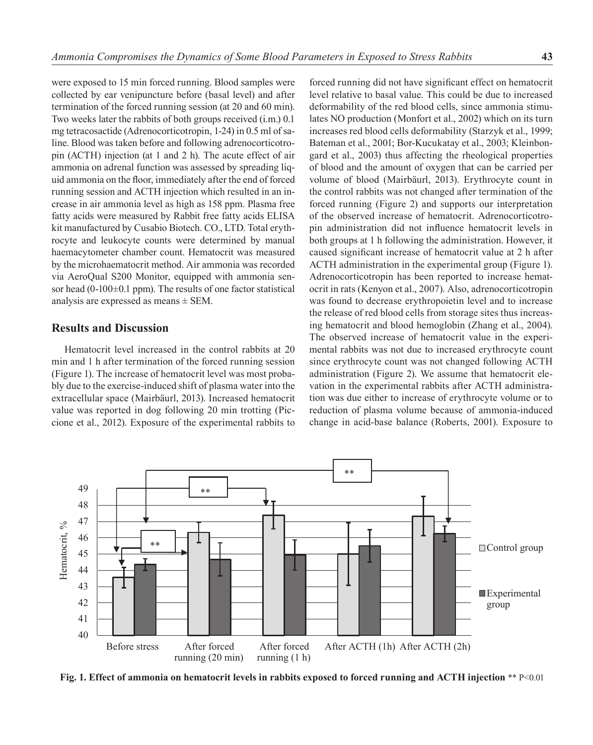were exposed to 15 min forced running. Blood samples were collected by ear venipuncture before (basal level) and after termination of the forced running session (at 20 and 60 min). Two weeks later the rabbits of both groups received (i.m.) 0.1 mg tetracosactide (Adrenocorticotropin, 1-24) in 0.5 ml of saline. Blood was taken before and following adrenocorticotropin (ACTH) injection (at 1 and 2 h). The acute effect of air ammonia on adrenal function was assessed by spreading liquid ammonia on the floor, immediately after the end of forced running session and ACTH injection which resulted in an increase in air ammonia level as high as 158 ppm. Plasma free fatty acids were measured by Rabbit free fatty acids ELISA kit manufactured by Cusabio Biotech. CO., LTD. Total erythrocyte and leukocyte counts were determined by manual haemacytometer chamber count. Hematocrit was measured by the microhaematocrit method. Air ammonia was recorded via AeroQual S200 Monitor, equipped with ammonia sensor head (0-100±0.1 ppm). The results of one factor statistical analysis are expressed as means ± SEM.

## Results and Discussion

Hematocrit level increased in the control rabbits at 20 min and 1 h after termination of the forced running session (Figure 1). The increase of hematocrit level was most probably due to the exercise-induced shift of plasma water into the extracellular space (Mairbäurl, 2013). Increased hematocrit value was reported in dog following 20 min trotting (Piccione et al., 2012). Exposure of the experimental rabbits to forced running did not have significant effect on hematocrit level relative to basal value. This could be due to increased deformability of the red blood cells, since ammonia stimulates NO production (Monfort et al., 2002) which on its turn increases red blood cells deformability (Starzyk et al., 1999; Bateman et al., 2001; Bor-Kucukatay et al., 2003; Kleinbongard et al., 2003) thus affecting the rheological properties of blood and the amount of oxygen that can be carried per volume of blood (Mairbäurl, 2013). Erythrocyte count in the control rabbits was not changed after termination of the forced running (Figure 2) and supports our interpretation of the observed increase of hematocrit. Adrenocorticotropin administration did not influence hematocrit levels in both groups at 1 h following the administration. However, it caused significant increase of hematocrit value at 2 h after ACTH administration in the experimental group (Figure 1). Adrenocorticotropin has been reported to increase hematocrit in rats (Kenyon et al., 2007). Also, adrenocorticotropin was found to decrease erythropoietin level and to increase the release of red blood cells from storage sites thus increasing hematocrit and blood hemoglobin (Zhang et al., 2004). The observed increase of hematocrit value in the experimental rabbits was not due to increased erythrocyte count since erythrocyte count was not changed following ACTH administration (Figure 2). We assume that hematocrit elevation in the experimental rabbits after ACTH administration was due either to increase of erythrocyte volume or to reduction of plasma volume because of ammonia-induced change in acid-base balance (Roberts, 2001). Exposure to

**Fig. 1. Effect of ammonia on hematocrit levels in rabbits exposed to forced running and ACTH injection** ** P<0.01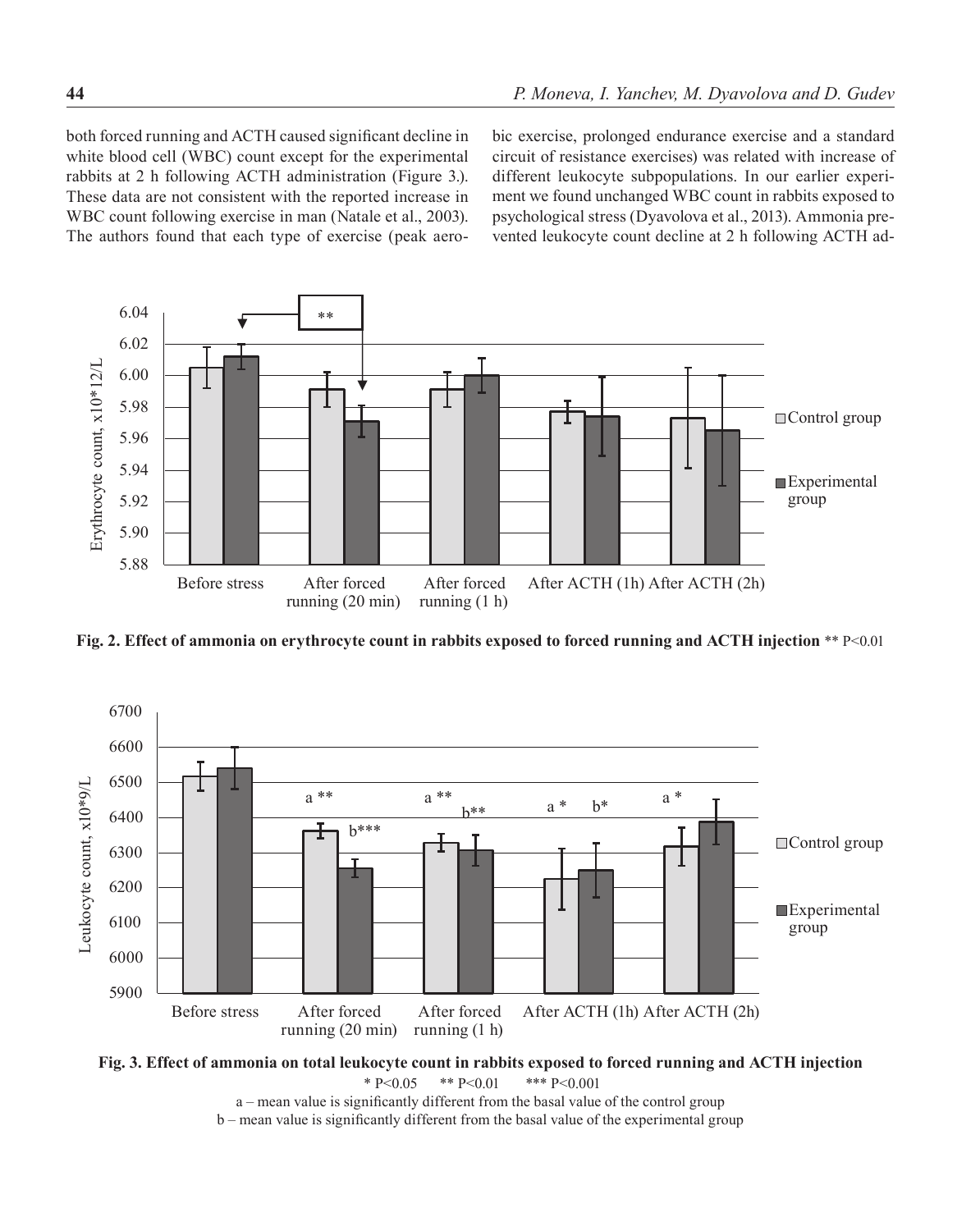both forced running and ACTH caused significant decline in white blood cell (WBC) count except for the experimental rabbits at 2 h following ACTH administration (Figure 3.). These data are not consistent with the reported increase in WBC count following exercise in man (Natale et al., 2003). The authors found that each type of exercise (peak aerobic exercise, prolonged endurance exercise and a standard circuit of resistance exercises) was related with increase of different leukocyte subpopulations. In our earlier experiment we found unchanged WBC count in rabbits exposed to psychological stress (Dyavolova et al., 2013). Ammonia prevented leukocyte count decline at 2 h following ACTH ad-

**Fig. 2. Effect of ammonia on erythrocyte count in rabbits exposed to forced running and ACTH injection** ** P<0.01

**Fig. 3. Effect of ammonia on total leukocyte count in rabbits exposed to forced running and ACTH injection**

* P<0.05 ** P<0.01 *** P<0.001

a – mean value is significantly different from the basal value of the control group

b – mean value is significantly different from the basal value of the experimental group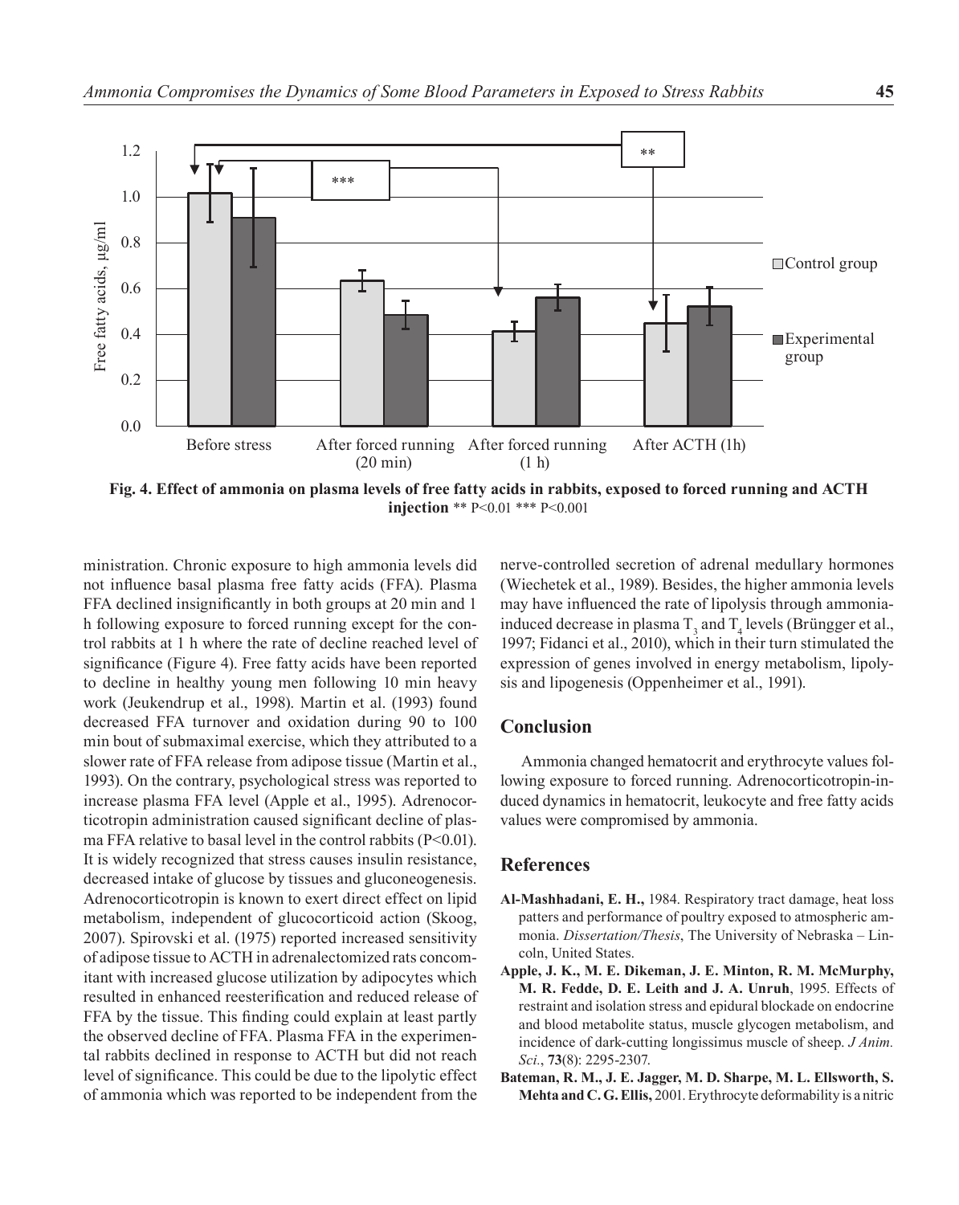**Fig. 4. Effect of ammonia on plasma levels of free fatty acids in rabbits, exposed to forced running and ACTH injection** ** P<0.01 *** P<0.001

ministration. Chronic exposure to high ammonia levels did not influence basal plasma free fatty acids (FFA). Plasma FFA declined insignificantly in both groups at 20 min and 1 h following exposure to forced running except for the control rabbits at 1 h where the rate of decline reached level of significance (Figure 4). Free fatty acids have been reported to decline in healthy young men following 10 min heavy work (Jeukendrup et al., 1998). Martin et al. (1993) found decreased FFA turnover and oxidation during 90 to 100 min bout of submaximal exercise, which they attributed to a slower rate of FFA release from adipose tissue (Martin et al., 1993). On the contrary, psychological stress was reported to increase plasma FFA level (Apple et al., 1995). Adrenocorticotropin administration caused significant decline of plasma FFA relative to basal level in the control rabbits (P<0.01). It is widely recognized that stress causes insulin resistance, decreased intake of glucose by tissues and gluconeogenesis. Adrenocorticotropin is known to exert direct effect on lipid metabolism, independent of glucocorticoid action (Skoog, 2007). Spirovski et al. (1975) reported increased sensitivity of adipose tissue to ACTH in adrenalectomized rats concomitant with increased glucose utilization by adipocytes which resulted in enhanced reesterification and reduced release of FFA by the tissue. This finding could explain at least partly the observed decline of FFA. Plasma FFA in the experimental rabbits declined in response to ACTH but did not reach level of significance. This could be due to the lipolytic effect of ammonia which was reported to be independent from the nerve-controlled secretion of adrenal medullary hormones (Wiechetek et al., 1989). Besides, the higher ammonia levels may have influenced the rate of lipolysis through ammonia-induced decrease in plasma $T_3$ and $T_4$ levels (Brüngger et al., 1997; Fidanci et al., 2010), which in their turn stimulated the expression of genes involved in energy metabolism, lipolysis and lipogenesis (Oppenheimer et al., 1991).

## Conclusion

Ammonia changed hematocrit and erythrocyte values following exposure to forced running. Adrenocorticotropin-induced dynamics in hematocrit, leukocyte and free fatty acids values were compromised by ammonia.

## References

**Al-Mashhadani, E. H.,** 1984. Respiratory tract damage, heat loss patters and performance of poultry exposed to atmospheric ammonia. *Dissertation/Thesis*, The University of Nebraska – Lincoln, United States.

**Apple, J. K., M. E. Dikeman, J. E. Minton, R. M. McMurphy, M. R. Fedde, D. E. Leith and J. A. Unruh**, 1995. Effects of restraint and isolation stress and epidural blockade on endocrine and blood metabolite status, muscle glycogen metabolism, and incidence of dark-cutting longissimus muscle of sheep. *J Anim. Sci.*, **73**(8): 2295-2307.

**Bateman, R. M., J. E. Jagger, M. D. Sharpe, M. L. Ellsworth, S. Mehta and C. G. Ellis,** 2001. Erythrocyte deformability is a nitric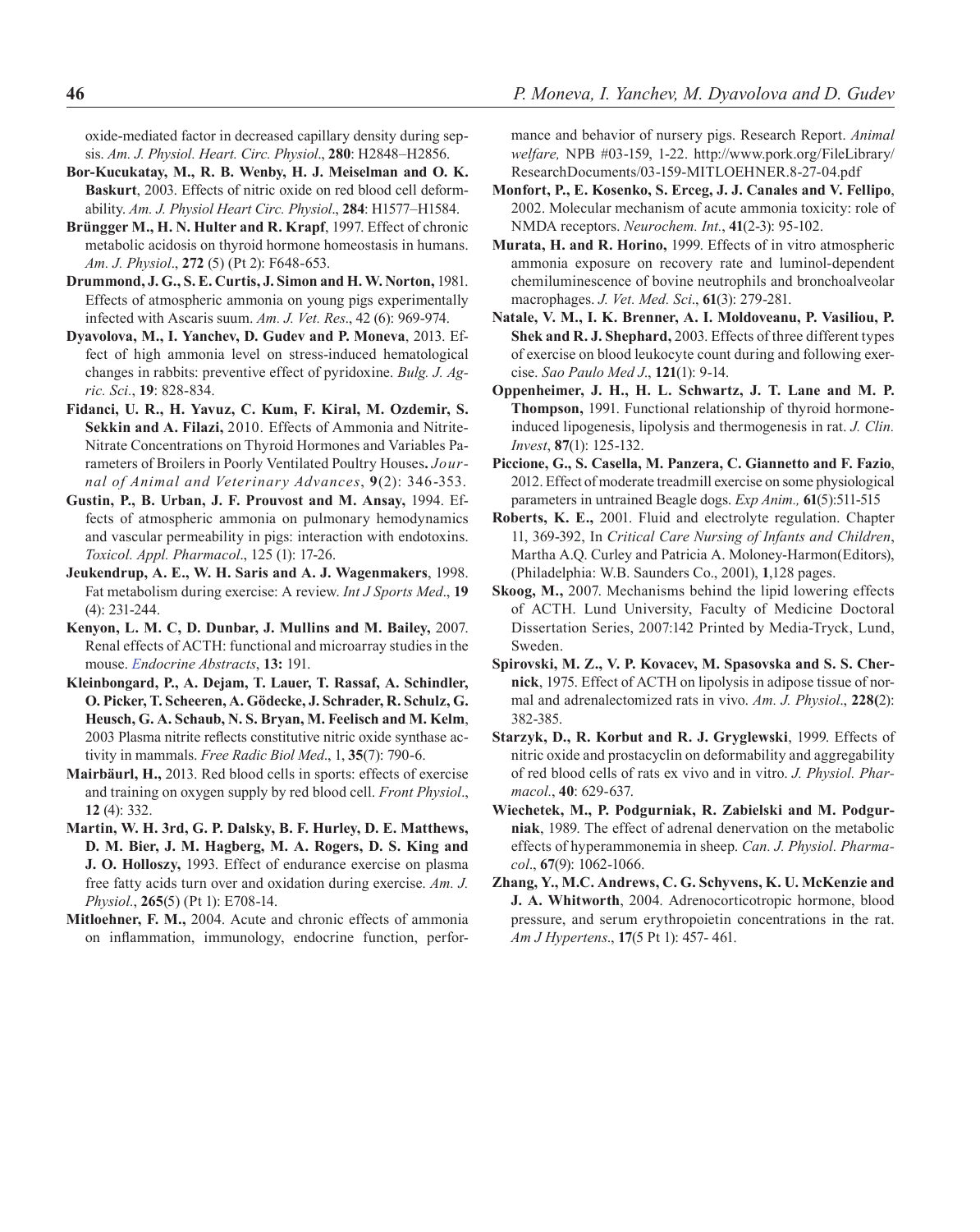oxide-mediated factor in decreased capillary density during sepsis. *Am. J. Physiol. Heart. Circ. Physiol*., **280**: H2848–H2856.

**Bor-Kucukatay, M., R. B. Wenby, H. J. Meiselman and O. K. Baskurt**, 2003. Effects of nitric oxide on red blood cell deformability. *Am. J. Physiol Heart Circ. Physiol*., **284**: H1577–H1584.

**Brüngger M., H. N. Hulter and R. Krapf**, 1997. Effect of chronic metabolic acidosis on thyroid hormone homeostasis in humans. *Am. J. Physiol*., **272** (5) (Pt 2): F648-653.

**Drummond, J. G., S. E. Curtis, J. Simon and H. W. Norton,** 1981. Effects of atmospheric ammonia on young pigs experimentally infected with Ascaris suum. *Am. J. Vet. Res*., 42 (6): 969-974.

**Dyavolova, M., I. Yanchev, D. Gudev and P. Moneva**, 2013. Effect of high ammonia level on stress-induced hematological changes in rabbits: preventive effect of pyridoxine. *Bulg. J. Agric. Sci*., **19**: 828-834.

**Fidanci, U. R., H. Yavuz, C. Kum, F. Kiral, M. Ozdemir, S. Sekkin and A. Filazi,** 2010. Effects of Ammonia and Nitrite-Nitrate Concentrations on Thyroid Hormones and Variables Parameters of Broilers in Poorly Ventilated Poultry Houses**.** *Journal of Animal and Veterinary Advances*, **9**(2): 346-353.

**Gustin, P., B. Urban, J. F. Prouvost and M. Ansay,** 1994. Effects of atmospheric ammonia on pulmonary hemodynamics and vascular permeability in pigs: interaction with endotoxins. *Toxicol. Appl. Pharmacol*., 125 (1): 17-26.

**Jeukendrup, A. E., W. H. Saris and A. J. Wagenmakers**, 1998. Fat metabolism during exercise: A review. *Int J Sports Med*., **19** (4): 231-244.

**Kenyon, L. M. C, D. Dunbar, J. Mullins and M. Bailey,** 2007. Renal effects of ACTH: functional and microarray studies in the mouse. *Endocrine Abstracts*, **13:** 191.

**Kleinbongard, P., A. Dejam, T. Lauer, T. Rassaf, A. Schindler, O. Picker, T. Scheeren, A. Gödecke, J. Schrader, R. Schulz, G. Heusch, G. A. Schaub, N. S. Bryan, M. Feelisch and M. Kelm**, 2003 Plasma nitrite reflects constitutive nitric oxide synthase activity in mammals. *Free Radic Biol Med*., 1, **35**(7): 790-6.

**Mairbäurl, H.,** 2013. Red blood cells in sports: effects of exercise and training on oxygen supply by red blood cell. *Front Physiol*., **12** (4): 332.

**Martin, W. H. 3rd, G. P. Dalsky, B. F. Hurley, D. E. Matthews, D. M. Bier, J. M. Hagberg, M. A. Rogers, D. S. King and J. O. Holloszy,** 1993. Effect of endurance exercise on plasma free fatty acids turn over and oxidation during exercise. *Am. J. Physiol*., **265**(5) (Pt 1): E708-14.

**Mitloehner, F. M.,** 2004. Acute and chronic effects of ammonia on inflammation, immunology, endocrine function, performance and behavior of nursery pigs. Research Report. *Animal welfare,* NPB #03-159, 1-22. http://www.pork.org/FileLibrary/ResearchDocuments/03-159-MITLOEHNER.8-27-04.pdf

**Monfort, P., E. Kosenko, S. Erceg, J. J. Canales and V. Fellipo**, 2002. Molecular mechanism of acute ammonia toxicity: role of NMDA receptors. *Neurochem. Int*., **41**(2-3): 95-102.

**Murata, H. and R. Horino,** 1999. Effects of in vitro atmospheric ammonia exposure on recovery rate and luminol-dependent chemiluminescence of bovine neutrophils and bronchoalveolar macrophages. *J. Vet. Med. Sci*., **61**(3): 279-281.

**Natale, V. M., I. K. Brenner, A. I. Moldoveanu, P. Vasiliou, P. Shek and R. J. Shephard,** 2003. Effects of three different types of exercise on blood leukocyte count during and following exercise. *Sao Paulo Med J*., **121**(1): 9-14.

**Oppenheimer, J. H., H. L. Schwartz, J. T. Lane and M. P. Thompson,** 1991. Functional relationship of thyroid hormone-induced lipogenesis, lipolysis and thermogenesis in rat. *J. Clin. Invest*, **87**(1): 125-132.

**Piccione, G., S. Casella, M. Panzera, C. Giannetto and F. Fazio**, 2012. Effect of moderate treadmill exercise on some physiological parameters in untrained Beagle dogs. *Exp Anim.,* **61**(5):511-515

**Roberts, K. E.,** 2001. Fluid and electrolyte regulation. Chapter 11, 369-392, In *Critical Care Nursing of Infants and Children*, Martha A.Q. Curley and Patricia A. Moloney-Harmon(Editors), (Philadelphia: W.B. Saunders Co., 2001), **1**,128 pages.

**Skoog, M.,** 2007. Mechanisms behind the lipid lowering effects of ACTH. Lund University, Faculty of Medicine Doctoral Dissertation Series, 2007:142 Printed by Media-Tryck, Lund, Sweden.

**Spirovski, M. Z., V. P. Kovacev, M. Spasovska and S. S. Chernick**, 1975. Effect of ACTH on lipolysis in adipose tissue of normal and adrenalectomized rats in vivo. *Am. J. Physiol*., **228(**2): 382-385.

**Starzyk, D., R. Korbut and R. J. Gryglewski**, 1999. Effects of nitric oxide and prostacyclin on deformability and aggregability of red blood cells of rats ex vivo and in vitro. *J. Physiol. Pharmacol.*, **40**: 629-637.

**Wiechetek, M., P. Podgurniak, R. Zabielski and M. Podgurniak**, 1989. The effect of adrenal denervation on the metabolic effects of hyperammonemia in sheep. *Can. J. Physiol. Pharmacol*., **67**(9): 1062-1066.

**Zhang, Y., M.C. Andrews, C. G. Schyvens, K. U. McKenzie and J. A. Whitworth**, 2004. Adrenocorticotropic hormone, blood pressure, and serum erythropoietin concentrations in the rat. *Am J Hypertens*., **17**(5 Pt 1): 457- 461.